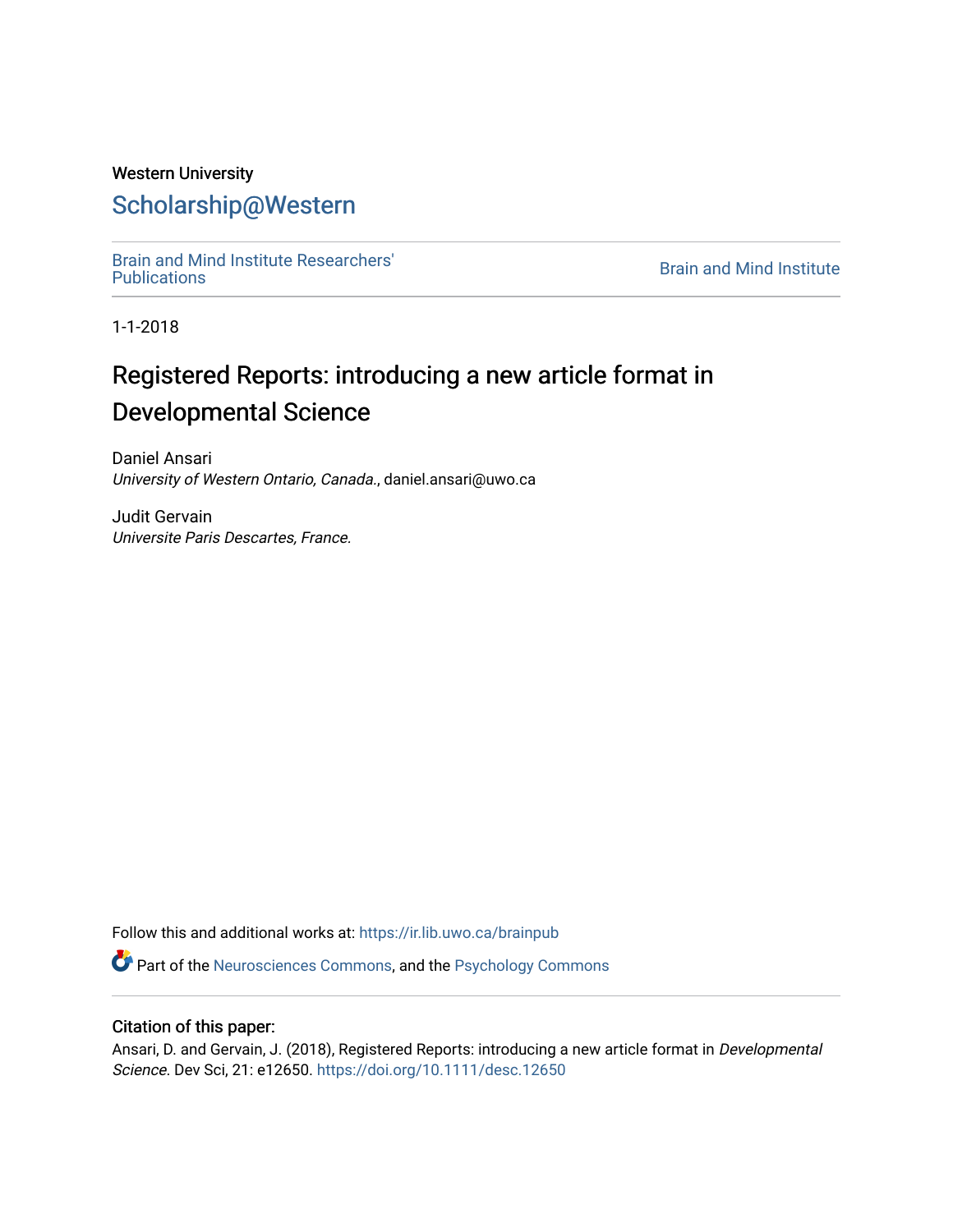Western University

# Scholarship@Western

Brain and Mind Institute Researchers' Publications

Brain and Mind Institute

1-1-2018

# Registered Reports: introducing a new article format in Developmental Science

Daniel Ansari
*University of Western Ontario, Canada.*, daniel.ansari@uwo.ca

Judit Gervain
*Universite Paris Descartes, France.*

Follow this and additional works at: https://ir.lib.uwo.ca/brainpub

Part of the Neurosciences Commons, and the Psychology Commons

## Citation of this paper:

Ansari, D. and Gervain, J. (2018), Registered Reports: introducing a new article format in *Developmental Science*. Dev Sci, 21: e12650. https://doi.org/10.1111/desc.12650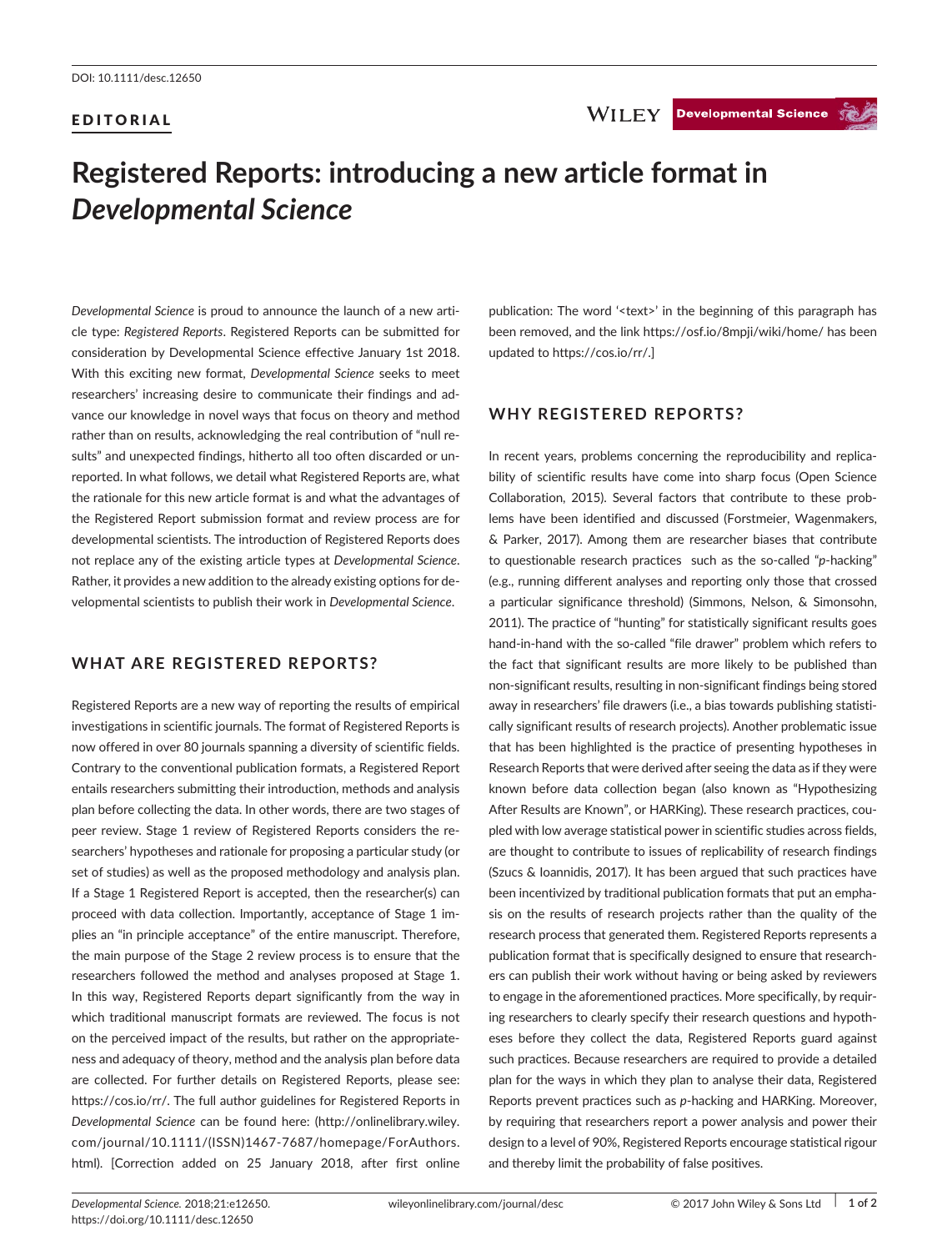DOI: 10.1111/desc.12650

EDITORIAL

# Registered Reports: introducing a new article format in *Developmental Science*

*Developmental Science* is proud to announce the launch of a new article type: *Registered Reports*. Registered Reports can be submitted for consideration by Developmental Science effective January 1st 2018. With this exciting new format, *Developmental Science* seeks to meet researchers' increasing desire to communicate their findings and advance our knowledge in novel ways that focus on theory and method rather than on results, acknowledging the real contribution of "null results" and unexpected findings, hitherto all too often discarded or unreported. In what follows, we detail what Registered Reports are, what the rationale for this new article format is and what the advantages of the Registered Report submission format and review process are for developmental scientists. The introduction of Registered Reports does not replace any of the existing article types at *Developmental Science*. Rather, it provides a new addition to the already existing options for developmental scientists to publish their work in *Developmental Science*.

## WHAT ARE REGISTERED REPORTS?

Registered Reports are a new way of reporting the results of empirical investigations in scientific journals. The format of Registered Reports is now offered in over 80 journals spanning a diversity of scientific fields. Contrary to the conventional publication formats, a Registered Report entails researchers submitting their introduction, methods and analysis plan before collecting the data. In other words, there are two stages of peer review. Stage 1 review of Registered Reports considers the researchers' hypotheses and rationale for proposing a particular study (or set of studies) as well as the proposed methodology and analysis plan. If a Stage 1 Registered Report is accepted, then the researcher(s) can proceed with data collection. Importantly, acceptance of Stage 1 implies an "in principle acceptance" of the entire manuscript. Therefore, the main purpose of the Stage 2 review process is to ensure that the researchers followed the method and analyses proposed at Stage 1. In this way, Registered Reports depart significantly from the way in which traditional manuscript formats are reviewed. The focus is not on the perceived impact of the results, but rather on the appropriateness and adequacy of theory, method and the analysis plan before data are collected. For further details on Registered Reports, please see: https://cos.io/rr/. The full author guidelines for Registered Reports in *Developmental Science* can be found here: (http://onlinelibrary.wiley.com/journal/10.1111/(ISSN)1467-7687/homepage/ForAuthors.html). [Correction added on 25 January 2018, after first online publication: The word '<text>' in the beginning of this paragraph has been removed, and the link https://osf.io/8mpji/wiki/home/ has been updated to https://cos.io/rr/.]

## WHY REGISTERED REPORTS?

In recent years, problems concerning the reproducibility and replicability of scientific results have come into sharp focus (Open Science Collaboration, 2015). Several factors that contribute to these problems have been identified and discussed (Forstmeier, Wagenmakers, & Parker, 2017). Among them are researcher biases that contribute to questionable research practices such as the so-called "*p*-hacking" (e.g., running different analyses and reporting only those that crossed a particular significance threshold) (Simmons, Nelson, & Simonsohn, 2011). The practice of "hunting" for statistically significant results goes hand-in-hand with the so-called "file drawer" problem which refers to the fact that significant results are more likely to be published than non-significant results, resulting in non-significant findings being stored away in researchers' file drawers (i.e., a bias towards publishing statistically significant results of research projects). Another problematic issue that has been highlighted is the practice of presenting hypotheses in Research Reports that were derived after seeing the data as if they were known before data collection began (also known as "Hypothesizing After Results are Known", or HARKing). These research practices, coupled with low average statistical power in scientific studies across fields, are thought to contribute to issues of replicability of research findings (Szucs & Ioannidis, 2017). It has been argued that such practices have been incentivized by traditional publication formats that put an emphasis on the results of research projects rather than the quality of the research process that generated them. Registered Reports represents a publication format that is specifically designed to ensure that researchers can publish their work without having or being asked by reviewers to engage in the aforementioned practices. More specifically, by requiring researchers to clearly specify their research questions and hypotheses before they collect the data, Registered Reports guard against such practices. Because researchers are required to provide a detailed plan for the ways in which they plan to analyse their data, Registered Reports prevent practices such as *p*-hacking and HARKing. Moreover, by requiring that researchers report a power analysis and power their design to a level of 90%, Registered Reports encourage statistical rigour and thereby limit the probability of false positives.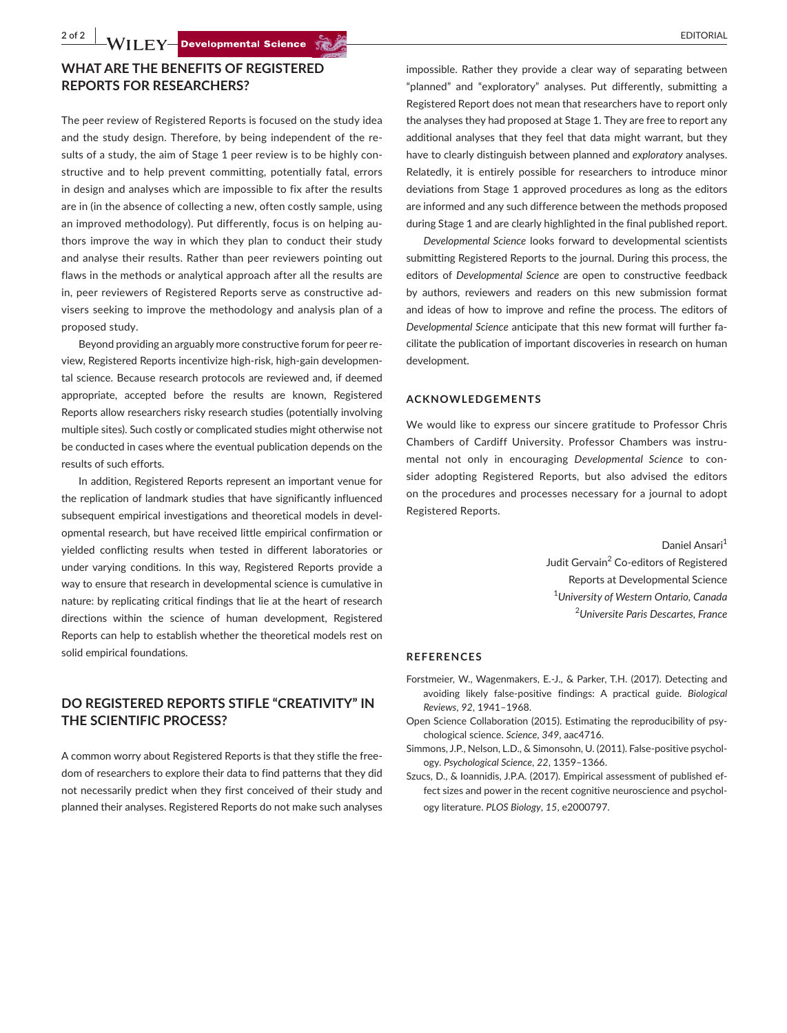## WHAT ARE THE BENEFITS OF REGISTERED REPORTS FOR RESEARCHERS?

The peer review of Registered Reports is focused on the study idea and the study design. Therefore, by being independent of the results of a study, the aim of Stage 1 peer review is to be highly constructive and to help prevent committing, potentially fatal, errors in design and analyses which are impossible to fix after the results are in (in the absence of collecting a new, often costly sample, using an improved methodology). Put differently, focus is on helping authors improve the way in which they plan to conduct their study and analyse their results. Rather than peer reviewers pointing out flaws in the methods or analytical approach after all the results are in, peer reviewers of Registered Reports serve as constructive advisers seeking to improve the methodology and analysis plan of a proposed study.

Beyond providing an arguably more constructive forum for peer review, Registered Reports incentivize high-risk, high-gain developmental science. Because research protocols are reviewed and, if deemed appropriate, accepted before the results are known, Registered Reports allow researchers risky research studies (potentially involving multiple sites). Such costly or complicated studies might otherwise not be conducted in cases where the eventual publication depends on the results of such efforts.

In addition, Registered Reports represent an important venue for the replication of landmark studies that have significantly influenced subsequent empirical investigations and theoretical models in developmental research, but have received little empirical confirmation or yielded conflicting results when tested in different laboratories or under varying conditions. In this way, Registered Reports provide a way to ensure that research in developmental science is cumulative in nature: by replicating critical findings that lie at the heart of research directions within the science of human development, Registered Reports can help to establish whether the theoretical models rest on solid empirical foundations.

## DO REGISTERED REPORTS STIFLE "CREATIVITY" IN THE SCIENTIFIC PROCESS?

A common worry about Registered Reports is that they stifle the freedom of researchers to explore their data to find patterns that they did not necessarily predict when they first conceived of their study and planned their analyses. Registered Reports do not make such analyses impossible. Rather they provide a clear way of separating between "planned" and "exploratory" analyses. Put differently, submitting a Registered Report does not mean that researchers have to report only the analyses they had proposed at Stage 1. They are free to report any additional analyses that they feel that data might warrant, but they have to clearly distinguish between planned and *exploratory* analyses. Relatedly, it is entirely possible for researchers to introduce minor deviations from Stage 1 approved procedures as long as the editors are informed and any such difference between the methods proposed during Stage 1 and are clearly highlighted in the final published report.

*Developmental Science* looks forward to developmental scientists submitting Registered Reports to the journal. During this process, the editors of *Developmental Science* are open to constructive feedback by authors, reviewers and readers on this new submission format and ideas of how to improve and refine the process. The editors of *Developmental Science* anticipate that this new format will further facilitate the publication of important discoveries in research on human development.

### ACKNOWLEDGEMENTS

We would like to express our sincere gratitude to Professor Chris Chambers of Cardiff University. Professor Chambers was instrumental not only in encouraging *Developmental Science* to consider adopting Registered Reports, but also advised the editors on the procedures and processes necessary for a journal to adopt Registered Reports.

Daniel Ansari[1]
Judit Gervain[2] Co-editors of Registered Reports at Developmental Science
[1]*University of Western Ontario, Canada*
[2]*Universite Paris Descartes, France*

### REFERENCES

Forstmeier, W., Wagenmakers, E.-J., & Parker, T.H. (2017). Detecting and avoiding likely false-positive findings: A practical guide. *Biological Reviews*, *92*, 1941–1968.

Open Science Collaboration (2015). Estimating the reproducibility of psychological science. *Science*, *349*, aac4716.

Simmons, J.P., Nelson, L.D., & Simonsohn, U. (2011). False-positive psychology. *Psychological Science*, *22*, 1359–1366.

Szucs, D., & Ioannidis, J.P.A. (2017). Empirical assessment of published effect sizes and power in the recent cognitive neuroscience and psychology literature. *PLOS Biology*, *15*, e2000797.